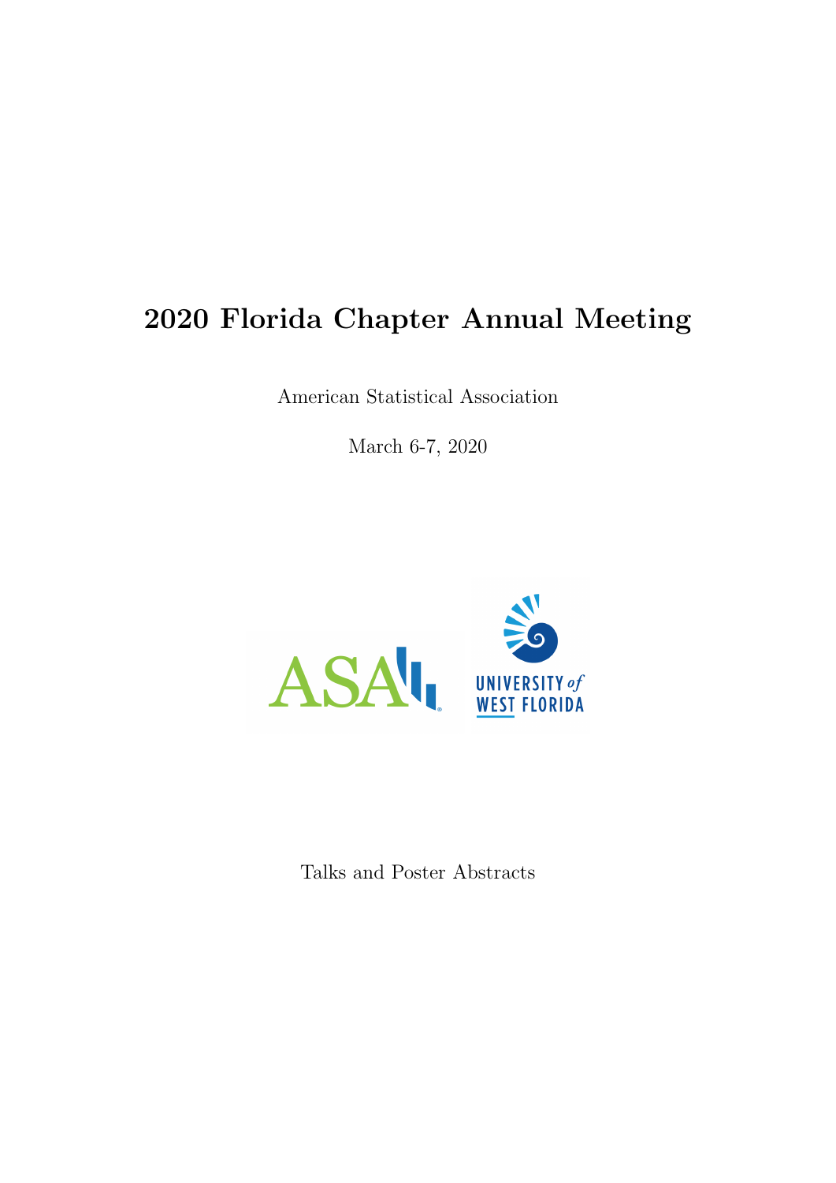# 2020 Florida Chapter Annual Meeting

American Statistical Association

March 6-7, 2020

Talks and Poster Abstracts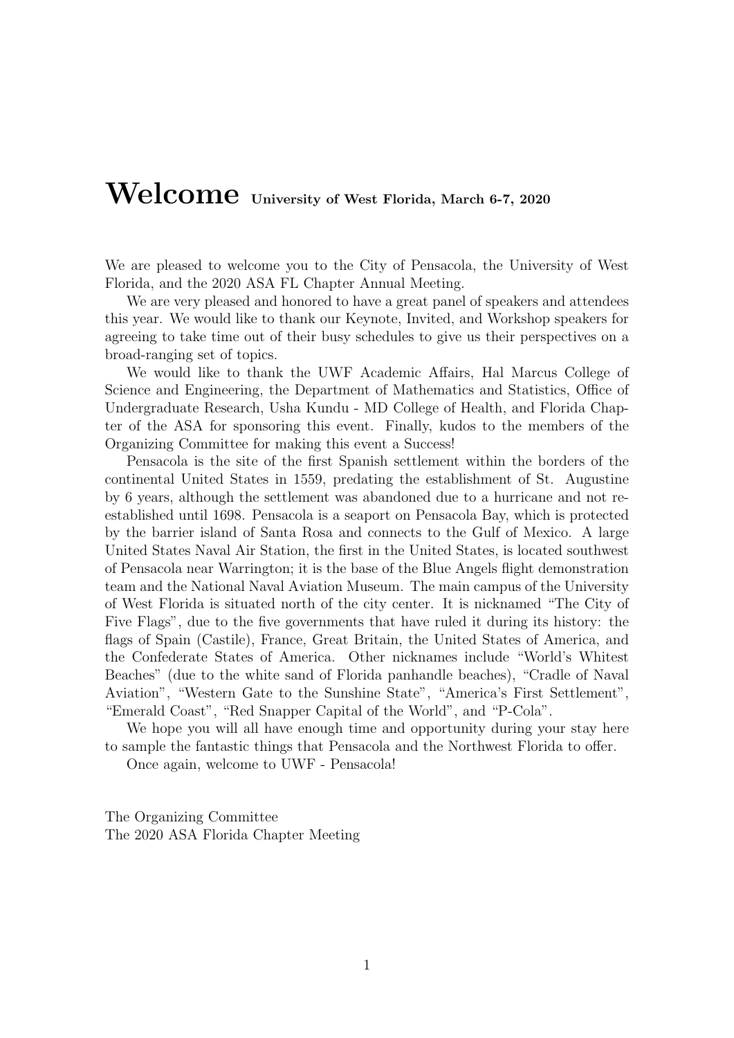# Welcome **University of West Florida, March 6-7, 2020**

We are pleased to welcome you to the City of Pensacola, the University of West Florida, and the 2020 ASA FL Chapter Annual Meeting.

We are very pleased and honored to have a great panel of speakers and attendees this year. We would like to thank our Keynote, Invited, and Workshop speakers for agreeing to take time out of their busy schedules to give us their perspectives on a broad-ranging set of topics.

We would like to thank the UWF Academic Affairs, Hal Marcus College of Science and Engineering, the Department of Mathematics and Statistics, Office of Undergraduate Research, Usha Kundu - MD College of Health, and Florida Chapter of the ASA for sponsoring this event. Finally, kudos to the members of the Organizing Committee for making this event a Success!

Pensacola is the site of the first Spanish settlement within the borders of the continental United States in 1559, predating the establishment of St. Augustine by 6 years, although the settlement was abandoned due to a hurricane and not re-established until 1698. Pensacola is a seaport on Pensacola Bay, which is protected by the barrier island of Santa Rosa and connects to the Gulf of Mexico. A large United States Naval Air Station, the first in the United States, is located southwest of Pensacola near Warrington; it is the base of the Blue Angels flight demonstration team and the National Naval Aviation Museum. The main campus of the University of West Florida is situated north of the city center. It is nicknamed "The City of Five Flags", due to the five governments that have ruled it during its history: the flags of Spain (Castile), France, Great Britain, the United States of America, and the Confederate States of America. Other nicknames include "World's Whitest Beaches" (due to the white sand of Florida panhandle beaches), "Cradle of Naval Aviation", "Western Gate to the Sunshine State", "America's First Settlement", "Emerald Coast", "Red Snapper Capital of the World", and "P-Cola".

We hope you will all have enough time and opportunity during your stay here to sample the fantastic things that Pensacola and the Northwest Florida to offer.

Once again, welcome to UWF - Pensacola!

The Organizing Committee  
The 2020 ASA Florida Chapter Meeting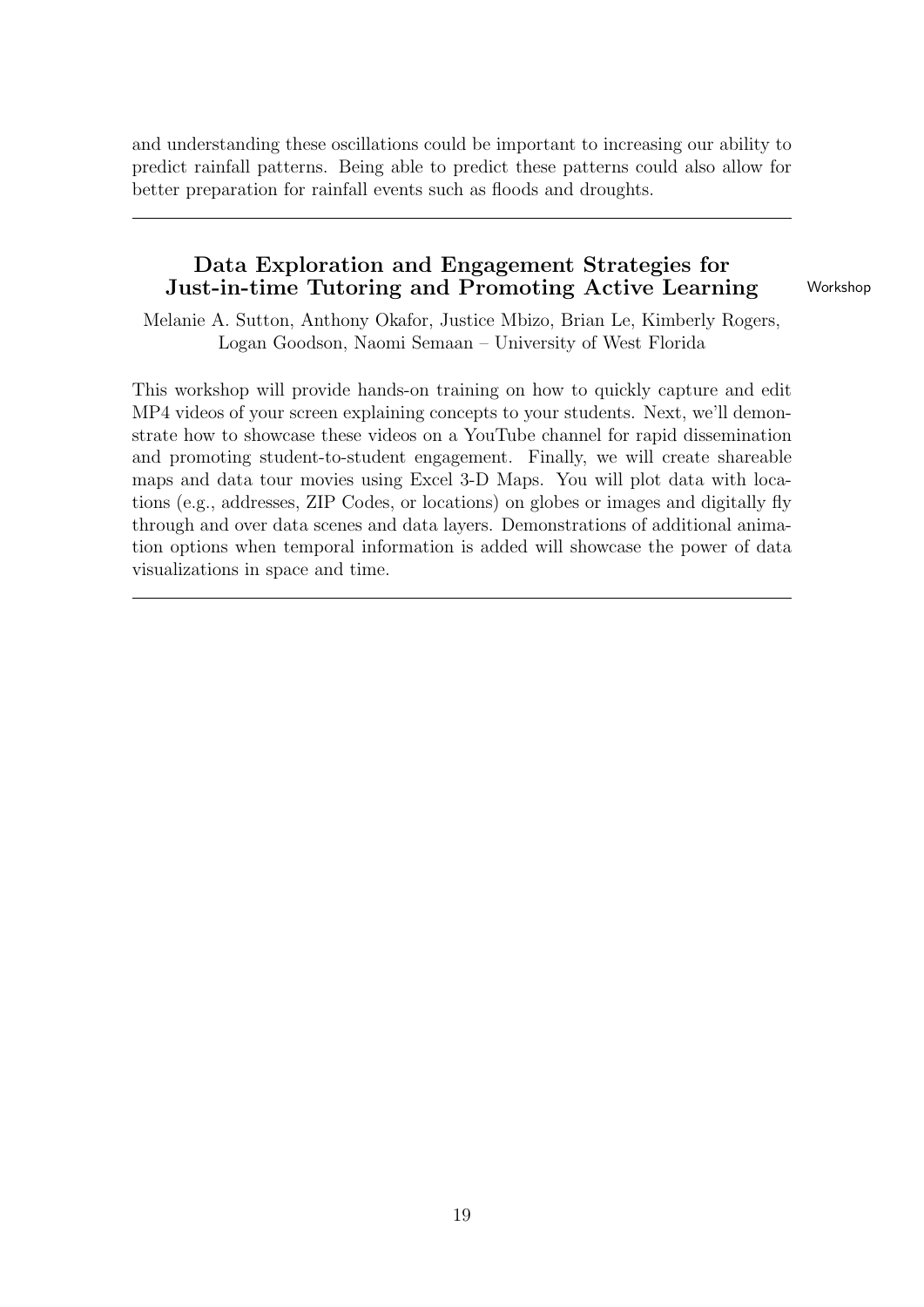and understanding these oscillations could be important to increasing our ability to predict rainfall patterns. Being able to predict these patterns could also allow for better preparation for rainfall events such as floods and droughts.

---

## Data Exploration and Engagement Strategies for Just-in-time Tutoring and Promoting Active Learning

Workshop

Melanie A. Sutton, Anthony Okafor, Justice Mbizo, Brian Le, Kimberly Rogers, Logan Goodson, Naomi Semaan – University of West Florida

This workshop will provide hands-on training on how to quickly capture and edit MP4 videos of your screen explaining concepts to your students. Next, we'll demonstrate how to showcase these videos on a YouTube channel for rapid dissemination and promoting student-to-student engagement. Finally, we will create shareable maps and data tour movies using Excel 3-D Maps. You will plot data with locations (e.g., addresses, ZIP Codes, or locations) on globes or images and digitally fly through and over data scenes and data layers. Demonstrations of additional animation options when temporal information is added will showcase the power of data visualizations in space and time.

---